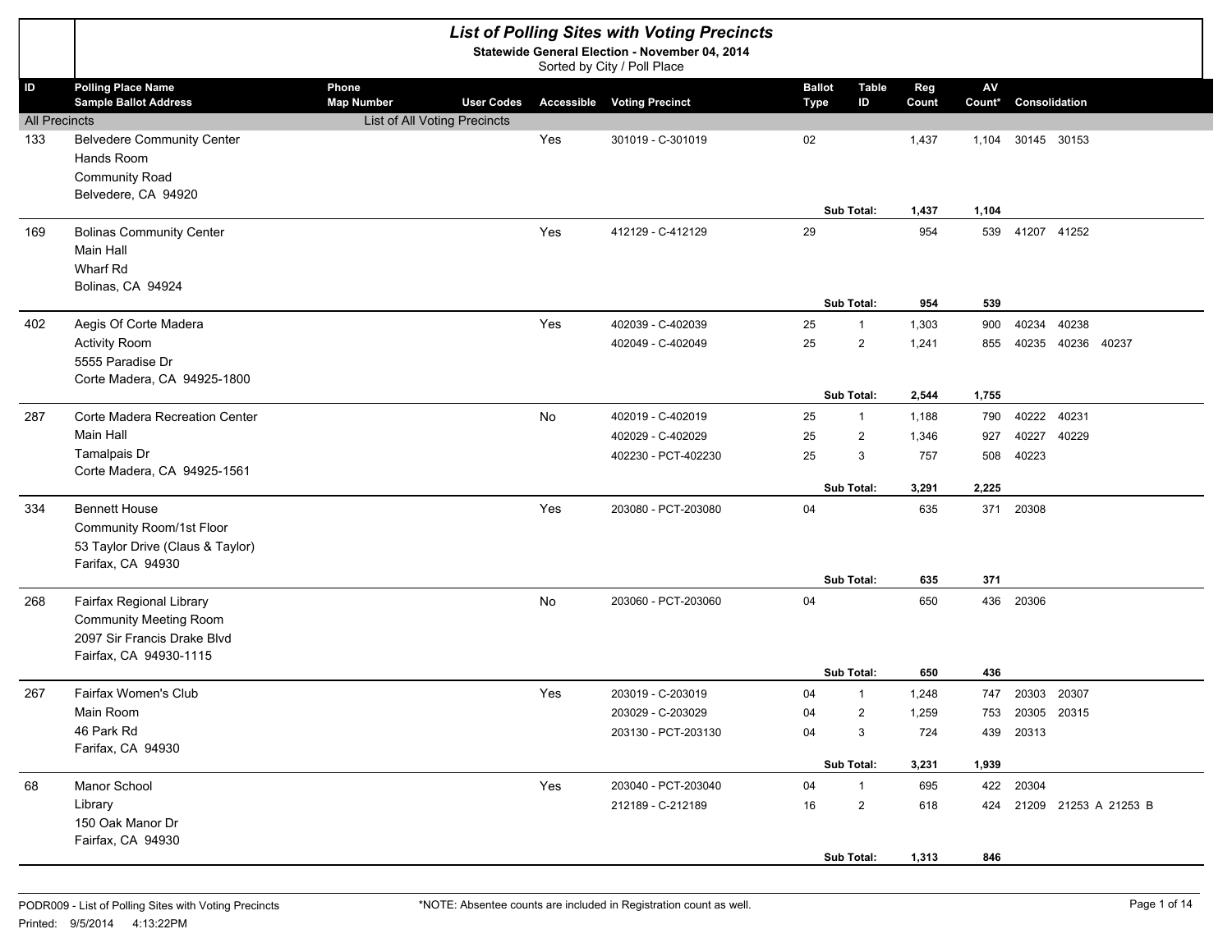# List of Polling Sites with Voting Precincts

**Statewide General Election - November 04, 2014**

Sorted by City / Poll Place

| ID | Polling Place Name / Sample Ballot Address | Phone / Map Number | User Codes | Accessible | Voting Precinct | Ballot Type | Table ID | Reg Count | AV Count* | Consolidation |
|---|---|---|---|---|---|---|---|---|---|---|
| All Precincts | | List of All Voting Precincts | | | | | | | | |
| 133 | Belvedere Community Center<br>Hands Room<br>Community Road<br>Belvedere, CA 94920 | | | Yes | 301019 - C-301019 | 02 | | 1,437 | 1,104 | 30145 30153 |
| | | | | | | | **Sub Total:** | **1,437** | **1,104** | |
| 169 | Bolinas Community Center<br>Main Hall<br>Wharf Rd<br>Bolinas, CA 94924 | | | Yes | 412129 - C-412129 | 29 | | 954 | 539 | 41207 41252 |
| | | | | | | | **Sub Total:** | **954** | **539** | |
| 402 | Aegis Of Corte Madera<br>Activity Room<br>5555 Paradise Dr<br>Corte Madera, CA 94925-1800 | | | Yes | 402039 - C-402039 | 25 | 1 | 1,303 | 900 | 40234 40238 |
| | | | | | 402049 - C-402049 | 25 | 2 | 1,241 | 855 | 40235 40236 40237 |
| | | | | | | | **Sub Total:** | **2,544** | **1,755** | |
| 287 | Corte Madera Recreation Center<br>Main Hall<br>Tamalpais Dr<br>Corte Madera, CA 94925-1561 | | | No | 402019 - C-402019 | 25 | 1 | 1,188 | 790 | 40222 40231 |
| | | | | | 402029 - C-402029 | 25 | 2 | 1,346 | 927 | 40227 40229 |
| | | | | | 402230 - PCT-402230 | 25 | 3 | 757 | 508 | 40223 |
| | | | | | | | **Sub Total:** | **3,291** | **2,225** | |
| 334 | Bennett House<br>Community Room/1st Floor<br>53 Taylor Drive (Claus & Taylor)<br>Farifax, CA 94930 | | | Yes | 203080 - PCT-203080 | 04 | | 635 | 371 | 20308 |
| | | | | | | | **Sub Total:** | **635** | **371** | |
| 268 | Fairfax Regional Library<br>Community Meeting Room<br>2097 Sir Francis Drake Blvd<br>Fairfax, CA 94930-1115 | | | No | 203060 - PCT-203060 | 04 | | 650 | 436 | 20306 |
| | | | | | | | **Sub Total:** | **650** | **436** | |
| 267 | Fairfax Women's Club<br>Main Room<br>46 Park Rd<br>Farifax, CA 94930 | | | Yes | 203019 - C-203019 | 04 | 1 | 1,248 | 747 | 20303 20307 |
| | | | | | 203029 - C-203029 | 04 | 2 | 1,259 | 753 | 20305 20315 |
| | | | | | 203130 - PCT-203130 | 04 | 3 | 724 | 439 | 20313 |
| | | | | | | | **Sub Total:** | **3,231** | **1,939** | |
| 68 | Manor School<br>Library<br>150 Oak Manor Dr<br>Fairfax, CA 94930 | | | Yes | 203040 - PCT-203040 | 04 | 1 | 695 | 422 | 20304 |
| | | | | | 212189 - C-212189 | 16 | 2 | 618 | 424 | 21209 21253 A 21253 B |
| | | | | | | | **Sub Total:** | **1,313** | **846** | |

PODR009 - List of Polling Sites with Voting Precincts

Printed: 9/5/2014 4:13:22PM

*NOTE: Absentee counts are included in Registration count as well.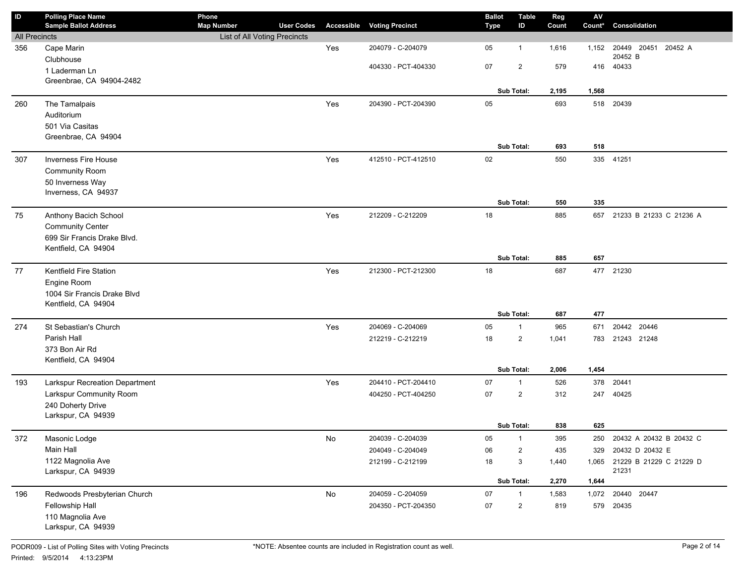| ID | Polling Place Name / Sample Ballot Address | Phone / Map Number | User Codes | Accessible | Voting Precinct | Ballot Type | Table ID | Reg Count | AV Count* | Consolidation |
|---|---|---|---|---|---|---|---|---|---|---|
| All Precincts | | List of All Voting Precincts | | | | | | | | |
| 356 | Cape Marin Clubhouse 1 Laderman Ln Greenbrae, CA 94904-2482 | | | Yes | 204079 - C-204079 | 05 | 1 | 1,616 | 1,152 | 20449 20451 20452 A 20452 B |
| | | | | | 404330 - PCT-404330 | 07 | 2 | 579 | 416 | 40433 |
| | | | | | | | Sub Total: | 2,195 | 1,568 | |
| 260 | The Tamalpais Auditorium 501 Via Casitas Greenbrae, CA 94904 | | | Yes | 204390 - PCT-204390 | 05 | | 693 | 518 | 20439 |
| | | | | | | | Sub Total: | 693 | 518 | |
| 307 | Inverness Fire House Community Room 50 Inverness Way Inverness, CA 94937 | | | Yes | 412510 - PCT-412510 | 02 | | 550 | 335 | 41251 |
| | | | | | | | Sub Total: | 550 | 335 | |
| 75 | Anthony Bacich School Community Center 699 Sir Francis Drake Blvd. Kentfield, CA 94904 | | | Yes | 212209 - C-212209 | 18 | | 885 | 657 | 21233 B 21233 C 21236 A |
| | | | | | | | Sub Total: | 885 | 657 | |
| 77 | Kentfield Fire Station Engine Room 1004 Sir Francis Drake Blvd Kentfield, CA 94904 | | | Yes | 212300 - PCT-212300 | 18 | | 687 | 477 | 21230 |
| | | | | | | | Sub Total: | 687 | 477 | |
| 274 | St Sebastian's Church Parish Hall 373 Bon Air Rd Kentfield, CA 94904 | | | Yes | 204069 - C-204069 | 05 | 1 | 965 | 671 | 20442 20446 |
| | | | | | 212219 - C-212219 | 18 | 2 | 1,041 | 783 | 21243 21248 |
| | | | | | | | Sub Total: | 2,006 | 1,454 | |
| 193 | Larkspur Recreation Department Larkspur Community Room 240 Doherty Drive Larkspur, CA 94939 | | | Yes | 204410 - PCT-204410 | 07 | 1 | 526 | 378 | 20441 |
| | | | | | 404250 - PCT-404250 | 07 | 2 | 312 | 247 | 40425 |
| | | | | | | | Sub Total: | 838 | 625 | |
| 372 | Masonic Lodge Main Hall 1122 Magnolia Ave Larkspur, CA 94939 | | | No | 204039 - C-204039 | 05 | 1 | 395 | 250 | 20432 A 20432 B 20432 C |
| | | | | | 204049 - C-204049 | 06 | 2 | 435 | 329 | 20432 D 20432 E |
| | | | | | 212199 - C-212199 | 18 | 3 | 1,440 | 1,065 | 21229 B 21229 C 21229 D 21231 |
| | | | | | | | Sub Total: | 2,270 | 1,644 | |
| 196 | Redwoods Presbyterian Church Fellowship Hall 110 Magnolia Ave Larkspur, CA 94939 | | | No | 204059 - C-204059 | 07 | 1 | 1,583 | 1,072 | 20440 20447 |
| | | | | | 204350 - PCT-204350 | 07 | 2 | 819 | 579 | 20435 |

PODR009 - List of Polling Sites with Voting Precincts

Printed: 9/5/2014 4:13:23PM

*NOTE: Absentee counts are included in Registration count as well.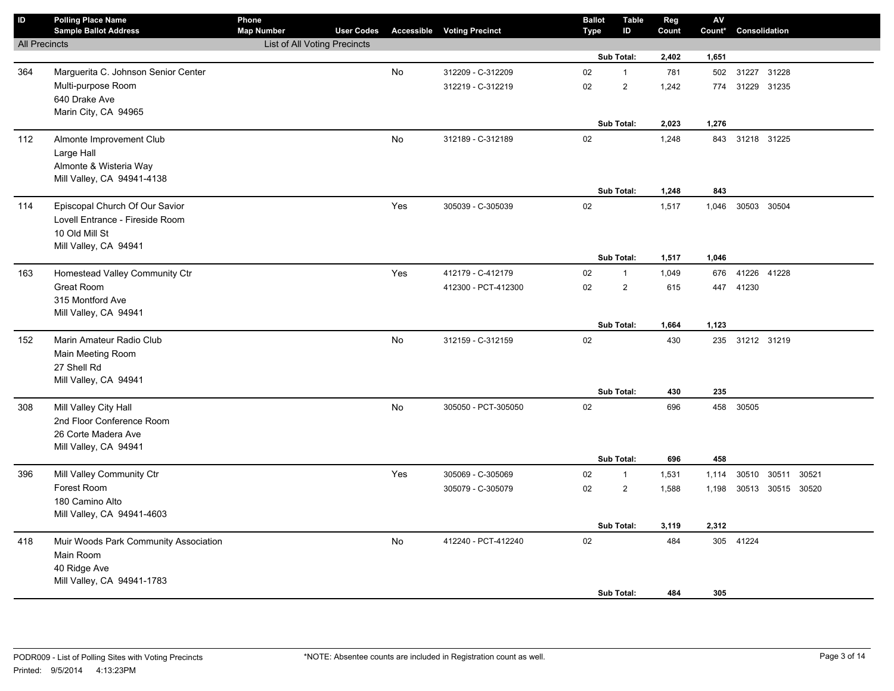| ID | Polling Place Name / Sample Ballot Address | Phone / Map Number | User Codes | Accessible | Voting Precinct | Ballot Type | Table ID | Reg Count | AV Count* | Consolidation |
|---|---|---|---|---|---|---|---|---|---|---|
| All Precincts | | List of All Voting Precincts | | | | | | | | |
| | | | | | | | Sub Total: | **2,402** | **1,651** | |
| 364 | Marguerita C. Johnson Senior Center | | | No | 312209 - C-312209 | 02 | 1 | 781 | 502 | 31227 31228 |
| | Multi-purpose Room | | | | 312219 - C-312219 | 02 | 2 | 1,242 | 774 | 31229 31235 |
| | 640 Drake Ave | | | | | | | | | |
| | Marin City, CA 94965 | | | | | | | | | |
| | | | | | | | Sub Total: | **2,023** | **1,276** | |
| 112 | Almonte Improvement Club | | | No | 312189 - C-312189 | 02 | | 1,248 | 843 | 31218 31225 |
| | Large Hall | | | | | | | | | |
| | Almonte & Wisteria Way | | | | | | | | | |
| | Mill Valley, CA 94941-4138 | | | | | | | | | |
| | | | | | | | Sub Total: | **1,248** | **843** | |
| 114 | Episcopal Church Of Our Savior | | | Yes | 305039 - C-305039 | 02 | | 1,517 | 1,046 | 30503 30504 |
| | Lovell Entrance - Fireside Room | | | | | | | | | |
| | 10 Old Mill St | | | | | | | | | |
| | Mill Valley, CA 94941 | | | | | | | | | |
| | | | | | | | Sub Total: | **1,517** | **1,046** | |
| 163 | Homestead Valley Community Ctr | | | Yes | 412179 - C-412179 | 02 | 1 | 1,049 | 676 | 41226 41228 |
| | Great Room | | | | 412300 - PCT-412300 | 02 | 2 | 615 | 447 | 41230 |
| | 315 Montford Ave | | | | | | | | | |
| | Mill Valley, CA 94941 | | | | | | | | | |
| | | | | | | | Sub Total: | **1,664** | **1,123** | |
| 152 | Marin Amateur Radio Club | | | No | 312159 - C-312159 | 02 | | 430 | 235 | 31212 31219 |
| | Main Meeting Room | | | | | | | | | |
| | 27 Shell Rd | | | | | | | | | |
| | Mill Valley, CA 94941 | | | | | | | | | |
| | | | | | | | Sub Total: | **430** | **235** | |
| 308 | Mill Valley City Hall | | | No | 305050 - PCT-305050 | 02 | | 696 | 458 | 30505 |
| | 2nd Floor Conference Room | | | | | | | | | |
| | 26 Corte Madera Ave | | | | | | | | | |
| | Mill Valley, CA 94941 | | | | | | | | | |
| | | | | | | | Sub Total: | **696** | **458** | |
| 396 | Mill Valley Community Ctr | | | Yes | 305069 - C-305069 | 02 | 1 | 1,531 | 1,114 | 30510 30511 30521 |
| | Forest Room | | | | 305079 - C-305079 | 02 | 2 | 1,588 | 1,198 | 30513 30515 30520 |
| | 180 Camino Alto | | | | | | | | | |
| | Mill Valley, CA 94941-4603 | | | | | | | | | |
| | | | | | | | Sub Total: | **3,119** | **2,312** | |
| 418 | Muir Woods Park Community Association | | | No | 412240 - PCT-412240 | 02 | | 484 | 305 | 41224 |
| | Main Room | | | | | | | | | |
| | 40 Ridge Ave | | | | | | | | | |
| | Mill Valley, CA 94941-1783 | | | | | | | | | |
| | | | | | | | Sub Total: | **484** | **305** | |

PODR009 - List of Polling Sites with Voting Precincts

Printed: 9/5/2014 4:13:23PM

*NOTE: Absentee counts are included in Registration count as well.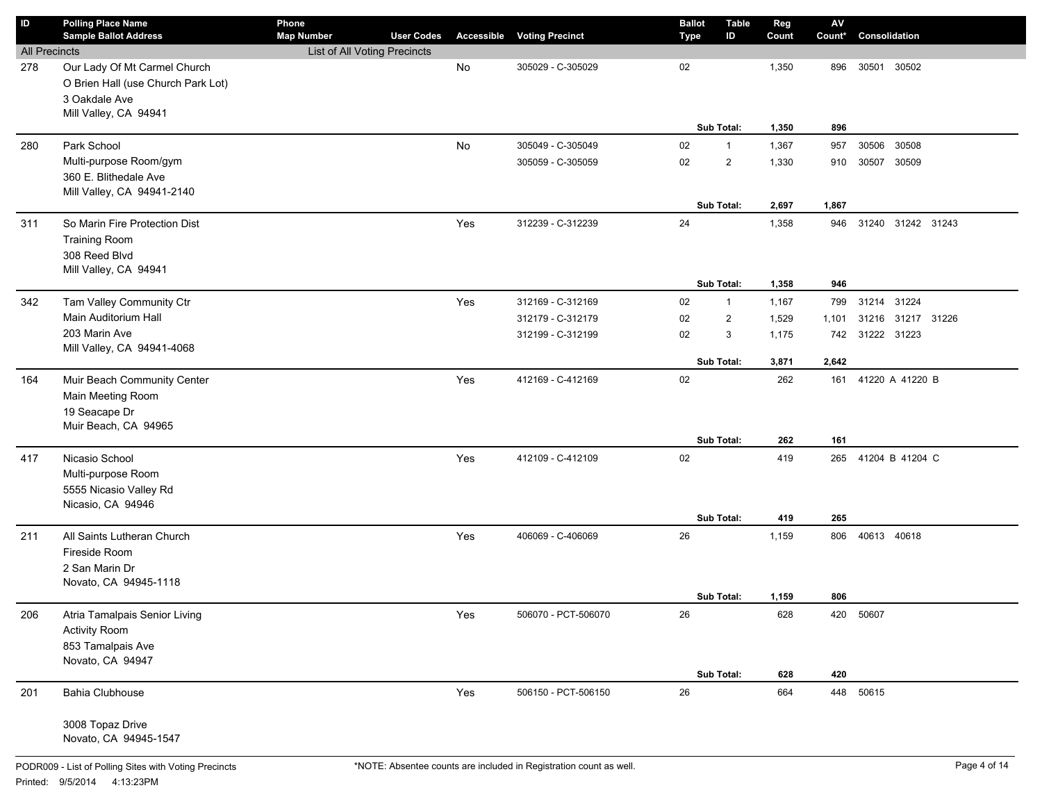| ID | Polling Place Name / Sample Ballot Address | Phone / Map Number | User Codes | Accessible | Voting Precinct | Ballot Type | Table ID | Reg Count | AV Count* | Consolidation |
|---|---|---|---|---|---|---|---|---|---|---|
| All Precincts | | List of All Voting Precincts | | | | | | | | |
| 278 | Our Lady Of Mt Carmel Church<br>O Brien Hall (use Church Park Lot)<br>3 Oakdale Ave<br>Mill Valley, CA 94941 | | | No | 305029 - C-305029 | 02 | | 1,350 | 896 | 30501 30502 |
| | | | | | | | **Sub Total:** | **1,350** | **896** | |
| 280 | Park School<br>Multi-purpose Room/gym<br>360 E. Blithedale Ave<br>Mill Valley, CA 94941-2140 | | | No | 305049 - C-305049 | 02 | 1 | 1,367 | 957 | 30506 30508 |
| | | | | | 305059 - C-305059 | 02 | 2 | 1,330 | 910 | 30507 30509 |
| | | | | | | | **Sub Total:** | **2,697** | **1,867** | |
| 311 | So Marin Fire Protection Dist<br>Training Room<br>308 Reed Blvd<br>Mill Valley, CA 94941 | | | Yes | 312239 - C-312239 | 24 | | 1,358 | 946 | 31240 31242 31243 |
| | | | | | | | **Sub Total:** | **1,358** | **946** | |
| 342 | Tam Valley Community Ctr<br>Main Auditorium Hall<br>203 Marin Ave<br>Mill Valley, CA 94941-4068 | | | Yes | 312169 - C-312169 | 02 | 1 | 1,167 | 799 | 31214 31224 |
| | | | | | 312179 - C-312179 | 02 | 2 | 1,529 | 1,101 | 31216 31217 31226 |
| | | | | | 312199 - C-312199 | 02 | 3 | 1,175 | 742 | 31222 31223 |
| | | | | | | | **Sub Total:** | **3,871** | **2,642** | |
| 164 | Muir Beach Community Center<br>Main Meeting Room<br>19 Seacape Dr<br>Muir Beach, CA 94965 | | | Yes | 412169 - C-412169 | 02 | | 262 | 161 | 41220 A 41220 B |
| | | | | | | | **Sub Total:** | **262** | **161** | |
| 417 | Nicasio School<br>Multi-purpose Room<br>5555 Nicasio Valley Rd<br>Nicasio, CA 94946 | | | Yes | 412109 - C-412109 | 02 | | 419 | 265 | 41204 B 41204 C |
| | | | | | | | **Sub Total:** | **419** | **265** | |
| 211 | All Saints Lutheran Church<br>Fireside Room<br>2 San Marin Dr<br>Novato, CA 94945-1118 | | | Yes | 406069 - C-406069 | 26 | | 1,159 | 806 | 40613 40618 |
| | | | | | | | **Sub Total:** | **1,159** | **806** | |
| 206 | Atria Tamalpais Senior Living<br>Activity Room<br>853 Tamalpais Ave<br>Novato, CA 94947 | | | Yes | 506070 - PCT-506070 | 26 | | 628 | 420 | 50607 |
| | | | | | | | **Sub Total:** | **628** | **420** | |
| 201 | Bahia Clubhouse<br><br>3008 Topaz Drive<br>Novato, CA 94945-1547 | | | Yes | 506150 - PCT-506150 | 26 | | 664 | 448 | 50615 |

PODR009 - List of Polling Sites with Voting Precincts

Printed: 9/5/2014 4:13:23PM

*NOTE: Absentee counts are included in Registration count as well.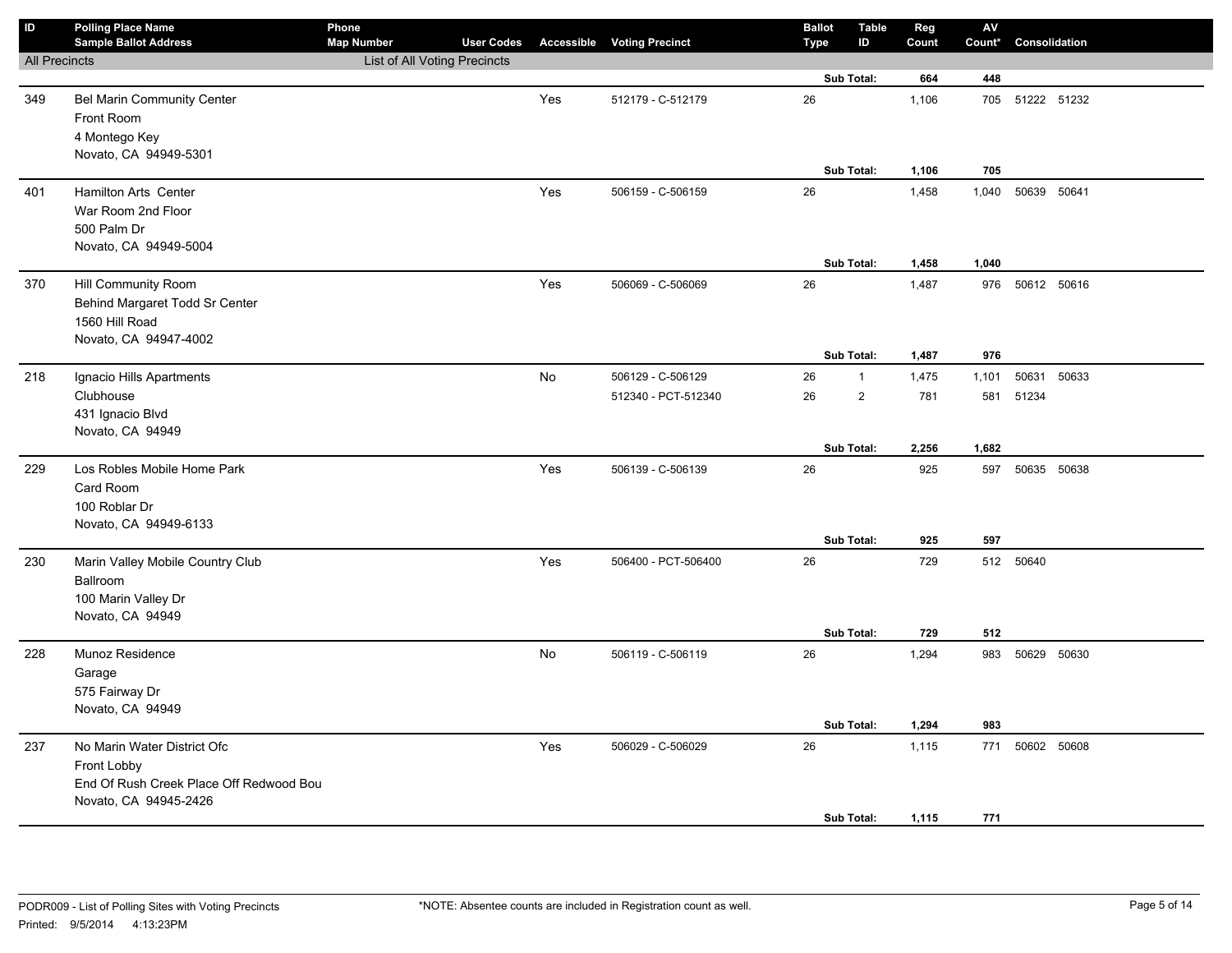| ID | Polling Place Name<br>Sample Ballot Address | Phone<br>Map Number | User Codes | Accessible | Voting Precinct | Ballot Type | Table ID | Reg Count | AV Count* | Consolidation |
|---|---|---|---|---|---|---|---|---|---|---|
| All Precincts | | List of All Voting Precincts | | | | | | | | |
| | | | | | | | Sub Total: | 664 | 448 | |
| 349 | Bel Marin Community Center<br>Front Room<br>4 Montego Key<br>Novato, CA 94949-5301 | | | Yes | 512179 - C-512179 | 26 | | 1,106 | 705 | 51222 51232 |
| | | | | | | | Sub Total: | 1,106 | 705 | |
| 401 | Hamilton Arts Center<br>War Room 2nd Floor<br>500 Palm Dr<br>Novato, CA 94949-5004 | | | Yes | 506159 - C-506159 | 26 | | 1,458 | 1,040 | 50639 50641 |
| | | | | | | | Sub Total: | 1,458 | 1,040 | |
| 370 | Hill Community Room<br>Behind Margaret Todd Sr Center<br>1560 Hill Road<br>Novato, CA 94947-4002 | | | Yes | 506069 - C-506069 | 26 | | 1,487 | 976 | 50612 50616 |
| | | | | | | | Sub Total: | 1,487 | 976 | |
| 218 | Ignacio Hills Apartments<br>Clubhouse<br>431 Ignacio Blvd<br>Novato, CA 94949 | | | No | 506129 - C-506129 | 26 | 1 | 1,475 | 1,101 | 50631 50633 |
| | | | | | 512340 - PCT-512340 | 26 | 2 | 781 | 581 | 51234 |
| | | | | | | | Sub Total: | 2,256 | 1,682 | |
| 229 | Los Robles Mobile Home Park<br>Card Room<br>100 Roblar Dr<br>Novato, CA 94949-6133 | | | Yes | 506139 - C-506139 | 26 | | 925 | 597 | 50635 50638 |
| | | | | | | | Sub Total: | 925 | 597 | |
| 230 | Marin Valley Mobile Country Club<br>Ballroom<br>100 Marin Valley Dr<br>Novato, CA 94949 | | | Yes | 506400 - PCT-506400 | 26 | | 729 | 512 | 50640 |
| | | | | | | | Sub Total: | 729 | 512 | |
| 228 | Munoz Residence<br>Garage<br>575 Fairway Dr<br>Novato, CA 94949 | | | No | 506119 - C-506119 | 26 | | 1,294 | 983 | 50629 50630 |
| | | | | | | | Sub Total: | 1,294 | 983 | |
| 237 | No Marin Water District Ofc<br>Front Lobby<br>End Of Rush Creek Place Off Redwood Bou<br>Novato, CA 94945-2426 | | | Yes | 506029 - C-506029 | 26 | | 1,115 | 771 | 50602 50608 |
| | | | | | | | Sub Total: | 1,115 | 771 | |

PODR009 - List of Polling Sites with Voting Precincts
Printed: 9/5/2014 4:13:23PM

*NOTE: Absentee counts are included in Registration count as well.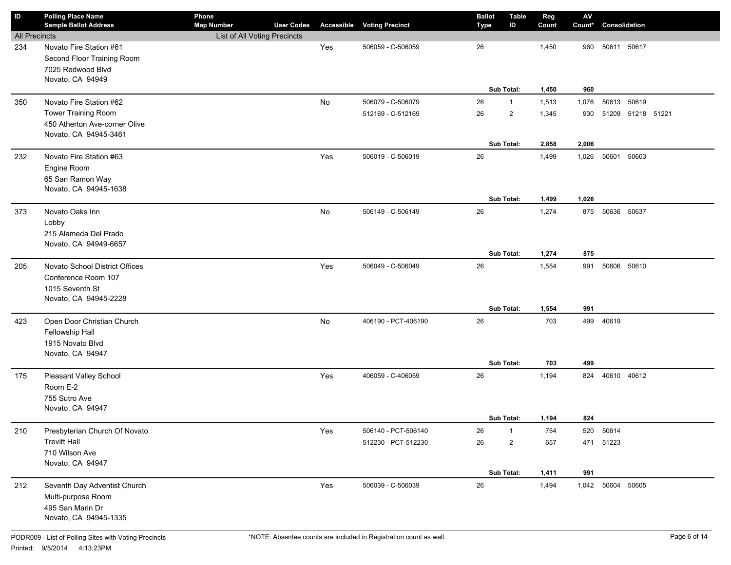| ID | Polling Place Name<br>Sample Ballot Address | Phone<br>Map Number | User Codes | Accessible | Voting Precinct | Ballot Type | Table ID | Reg Count | AV Count* | Consolidation |
|---|---|---|---|---|---|---|---|---|---|---|
| All Precincts | | List of All Voting Precincts | | | | | | | | |
| 234 | Novato Fire Station #61<br>Second Floor Training Room<br>7025 Redwood Blvd<br>Novato, CA 94949 | | | Yes | 506059 - C-506059 | 26 | | 1,450 | 960 | 50611 50617 |
| | | | | | | | **Sub Total:** | **1,450** | **960** | |
| 350 | Novato Fire Station #62<br>Tower Training Room<br>450 Atherton Ave-corner Olive<br>Novato, CA 94945-3461 | | | No | 506079 - C-506079 | 26 | 1 | 1,513 | 1,076 | 50613 50619 |
| | | | | | 512169 - C-512169 | 26 | 2 | 1,345 | 930 | 51209 51218 51221 |
| | | | | | | | **Sub Total:** | **2,858** | **2,006** | |
| 232 | Novato Fire Station #63<br>Engine Room<br>65 San Ramon Way<br>Novato, CA 94945-1638 | | | Yes | 506019 - C-506019 | 26 | | 1,499 | 1,026 | 50601 50603 |
| | | | | | | | **Sub Total:** | **1,499** | **1,026** | |
| 373 | Novato Oaks Inn<br>Lobby<br>215 Alameda Del Prado<br>Novato, CA 94949-6657 | | | No | 506149 - C-506149 | 26 | | 1,274 | 875 | 50636 50637 |
| | | | | | | | **Sub Total:** | **1,274** | **875** | |
| 205 | Novato School District Offices<br>Conference Room 107<br>1015 Seventh St<br>Novato, CA 94945-2228 | | | Yes | 506049 - C-506049 | 26 | | 1,554 | 991 | 50606 50610 |
| | | | | | | | **Sub Total:** | **1,554** | **991** | |
| 423 | Open Door Christian Church<br>Fellowship Hall<br>1915 Novato Blvd<br>Novato, CA 94947 | | | No | 406190 - PCT-406190 | 26 | | 703 | 499 | 40619 |
| | | | | | | | **Sub Total:** | **703** | **499** | |
| 175 | Pleasant Valley School<br>Room E-2<br>755 Sutro Ave<br>Novato, CA 94947 | | | Yes | 406059 - C-406059 | 26 | | 1,194 | 824 | 40610 40612 |
| | | | | | | | **Sub Total:** | **1,194** | **824** | |
| 210 | Presbyterian Church Of Novato<br>Trevitt Hall<br>710 Wilson Ave<br>Novato, CA 94947 | | | Yes | 506140 - PCT-506140 | 26 | 1 | 754 | 520 | 50614 |
| | | | | | 512230 - PCT-512230 | 26 | 2 | 657 | 471 | 51223 |
| | | | | | | | **Sub Total:** | **1,411** | **991** | |
| 212 | Seventh Day Adventist Church<br>Multi-purpose Room<br>495 San Marin Dr<br>Novato, CA 94945-1335 | | | Yes | 506039 - C-506039 | 26 | | 1,494 | 1,042 | 50604 50605 |

PODR009 - List of Polling Sites with Voting Precincts

Printed: 9/5/2014 4:13:23PM

*NOTE: Absentee counts are included in Registration count as well.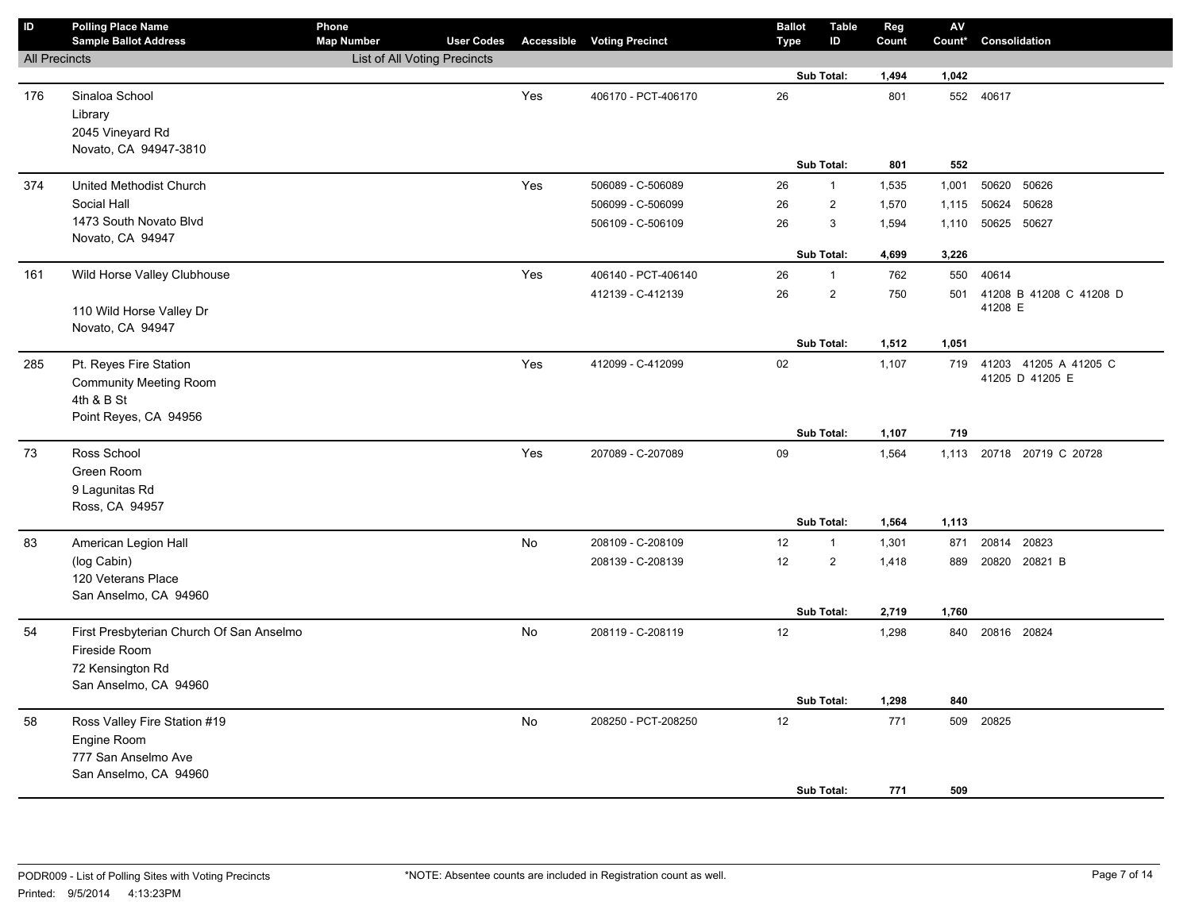| ID | Polling Place Name / Sample Ballot Address | Phone / Map Number | User Codes | Accessible | Voting Precinct | Ballot Type | Table ID | Reg Count | AV Count* | Consolidation |
|---|---|---|---|---|---|---|---|---|---|---|
| All Precincts | | List of All Voting Precincts | | | | | | | | |
| | | | | | | | Sub Total: | **1,494** | **1,042** | |
| 176 | Sinaloa School<br>Library<br>2045 Vineyard Rd<br>Novato, CA 94947-3810 | | | Yes | 406170 - PCT-406170 | 26 | | 801 | 552 | 40617 |
| | | | | | | | Sub Total: | **801** | **552** | |
| 374 | United Methodist Church<br>Social Hall<br>1473 South Novato Blvd<br>Novato, CA 94947 | | | Yes | 506089 - C-506089 | 26 | 1 | 1,535 | 1,001 | 50620 50626 |
| | | | | | 506099 - C-506099 | 26 | 2 | 1,570 | 1,115 | 50624 50628 |
| | | | | | 506109 - C-506109 | 26 | 3 | 1,594 | 1,110 | 50625 50627 |
| | | | | | | | Sub Total: | **4,699** | **3,226** | |
| 161 | Wild Horse Valley Clubhouse<br><br>110 Wild Horse Valley Dr<br>Novato, CA 94947 | | | Yes | 406140 - PCT-406140 | 26 | 1 | 762 | 550 | 40614 |
| | | | | | 412139 - C-412139 | 26 | 2 | 750 | 501 | 41208 B 41208 C 41208 D 41208 E |
| | | | | | | | Sub Total: | **1,512** | **1,051** | |
| 285 | Pt. Reyes Fire Station<br>Community Meeting Room<br>4th & B St<br>Point Reyes, CA 94956 | | | Yes | 412099 - C-412099 | 02 | | 1,107 | 719 | 41203 41205 A 41205 C 41205 D 41205 E |
| | | | | | | | Sub Total: | **1,107** | **719** | |
| 73 | Ross School<br>Green Room<br>9 Lagunitas Rd<br>Ross, CA 94957 | | | Yes | 207089 - C-207089 | 09 | | 1,564 | 1,113 | 20718 20719 C 20728 |
| | | | | | | | Sub Total: | **1,564** | **1,113** | |
| 83 | American Legion Hall<br>(log Cabin)<br>120 Veterans Place<br>San Anselmo, CA 94960 | | | No | 208109 - C-208109 | 12 | 1 | 1,301 | 871 | 20814 20823 |
| | | | | | 208139 - C-208139 | 12 | 2 | 1,418 | 889 | 20820 20821 B |
| | | | | | | | Sub Total: | **2,719** | **1,760** | |
| 54 | First Presbyterian Church Of San Anselmo<br>Fireside Room<br>72 Kensington Rd<br>San Anselmo, CA 94960 | | | No | 208119 - C-208119 | 12 | | 1,298 | 840 | 20816 20824 |
| | | | | | | | Sub Total: | **1,298** | **840** | |
| 58 | Ross Valley Fire Station #19<br>Engine Room<br>777 San Anselmo Ave<br>San Anselmo, CA 94960 | | | No | 208250 - PCT-208250 | 12 | | 771 | 509 | 20825 |
| | | | | | | | Sub Total: | **771** | **509** | |

PODR009 - List of Polling Sites with Voting Precincts
Printed: 9/5/2014 4:13:23PM

*NOTE: Absentee counts are included in Registration count as well.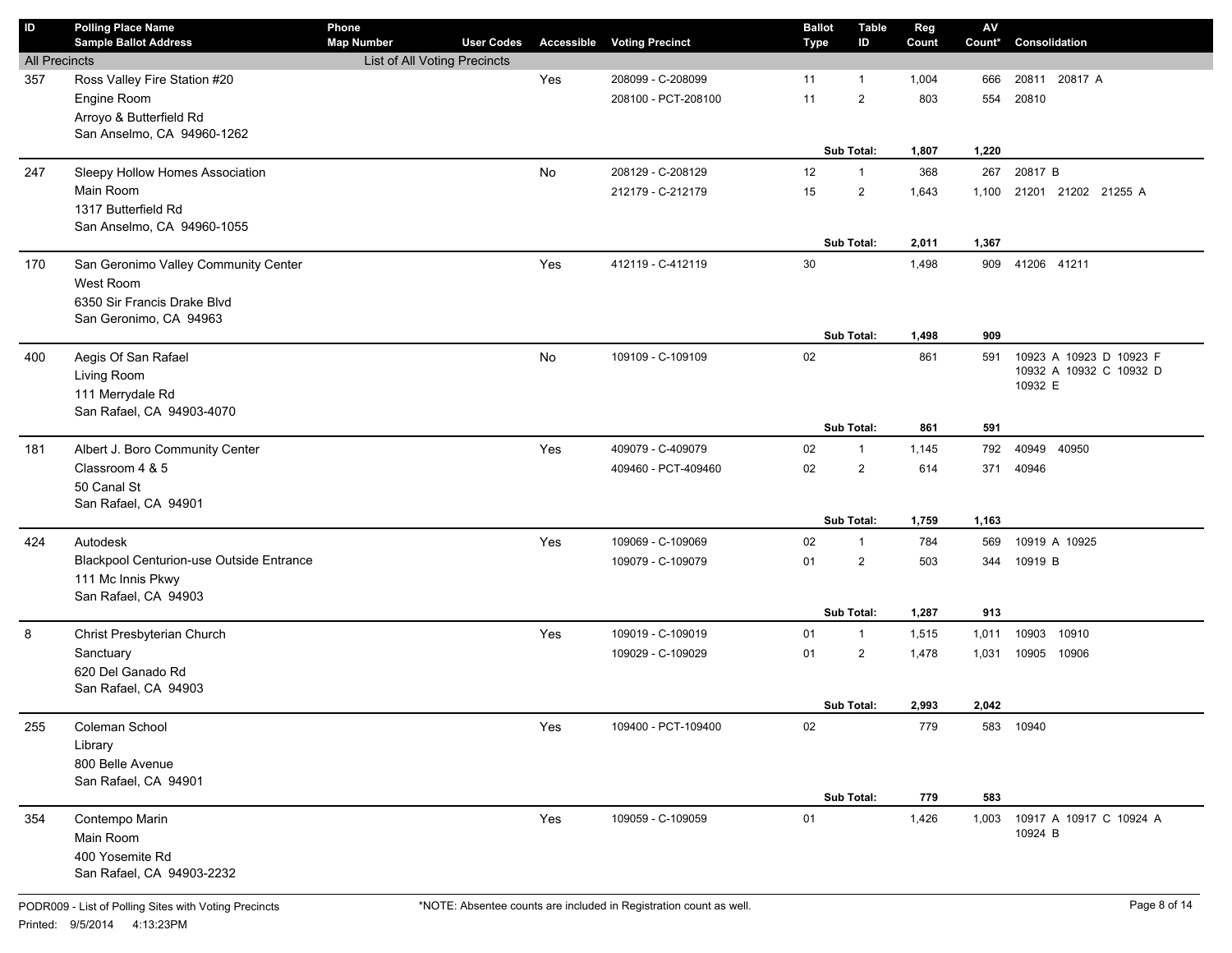| ID | Polling Place Name / Sample Ballot Address | Phone / Map Number | User Codes | Accessible | Voting Precinct | Ballot Type | Table ID | Reg Count | AV Count* | Consolidation |
|---|---|---|---|---|---|---|---|---|---|---|
| All Precincts | | List of All Voting Precincts | | | | | | | | |
| 357 | Ross Valley Fire Station #20 | | | Yes | 208099 - C-208099 | 11 | 1 | 1,004 | 666 | 20811 20817 A |
| | Engine Room | | | | 208100 - PCT-208100 | 11 | 2 | 803 | 554 | 20810 |
| | Arroyo & Butterfield Rd | | | | | | | | | |
| | San Anselmo, CA 94960-1262 | | | | | | | | | |
| | | | | | | | Sub Total: | 1,807 | 1,220 | |
| 247 | Sleepy Hollow Homes Association | | | No | 208129 - C-208129 | 12 | 1 | 368 | 267 | 20817 B |
| | Main Room | | | | 212179 - C-212179 | 15 | 2 | 1,643 | 1,100 | 21201 21202 21255 A |
| | 1317 Butterfield Rd | | | | | | | | | |
| | San Anselmo, CA 94960-1055 | | | | | | | | | |
| | | | | | | | Sub Total: | 2,011 | 1,367 | |
| 170 | San Geronimo Valley Community Center | | | Yes | 412119 - C-412119 | 30 | | 1,498 | 909 | 41206 41211 |
| | West Room | | | | | | | | | |
| | 6350 Sir Francis Drake Blvd | | | | | | | | | |
| | San Geronimo, CA 94963 | | | | | | | | | |
| | | | | | | | Sub Total: | 1,498 | 909 | |
| 400 | Aegis Of San Rafael | | | No | 109109 - C-109109 | 02 | | 861 | 591 | 10923 A 10923 D 10923 F 10932 A 10932 C 10932 D 10932 E |
| | Living Room | | | | | | | | | |
| | 111 Merrydale Rd | | | | | | | | | |
| | San Rafael, CA 94903-4070 | | | | | | | | | |
| | | | | | | | Sub Total: | 861 | 591 | |
| 181 | Albert J. Boro Community Center | | | Yes | 409079 - C-409079 | 02 | 1 | 1,145 | 792 | 40949 40950 |
| | Classroom 4 & 5 | | | | 409460 - PCT-409460 | 02 | 2 | 614 | 371 | 40946 |
| | 50 Canal St | | | | | | | | | |
| | San Rafael, CA 94901 | | | | | | | | | |
| | | | | | | | Sub Total: | 1,759 | 1,163 | |
| 424 | Autodesk | | | Yes | 109069 - C-109069 | 02 | 1 | 784 | 569 | 10919 A 10925 |
| | Blackpool Centurion-use Outside Entrance | | | | 109079 - C-109079 | 01 | 2 | 503 | 344 | 10919 B |
| | 111 Mc Innis Pkwy | | | | | | | | | |
| | San Rafael, CA 94903 | | | | | | | | | |
| | | | | | | | Sub Total: | 1,287 | 913 | |
| 8 | Christ Presbyterian Church | | | Yes | 109019 - C-109019 | 01 | 1 | 1,515 | 1,011 | 10903 10910 |
| | Sanctuary | | | | 109029 - C-109029 | 01 | 2 | 1,478 | 1,031 | 10905 10906 |
| | 620 Del Ganado Rd | | | | | | | | | |
| | San Rafael, CA 94903 | | | | | | | | | |
| | | | | | | | Sub Total: | 2,993 | 2,042 | |
| 255 | Coleman School | | | Yes | 109400 - PCT-109400 | 02 | | 779 | 583 | 10940 |
| | Library | | | | | | | | | |
| | 800 Belle Avenue | | | | | | | | | |
| | San Rafael, CA 94901 | | | | | | | | | |
| | | | | | | | Sub Total: | 779 | 583 | |
| 354 | Contempo Marin | | | Yes | 109059 - C-109059 | 01 | | 1,426 | 1,003 | 10917 A 10917 C 10924 A 10924 B |
| | Main Room | | | | | | | | | |
| | 400 Yosemite Rd | | | | | | | | | |
| | San Rafael, CA 94903-2232 | | | | | | | | | |

PODR009 - List of Polling Sites with Voting Precincts

Printed: 9/5/2014 4:13:23PM

*NOTE: Absentee counts are included in Registration count as well.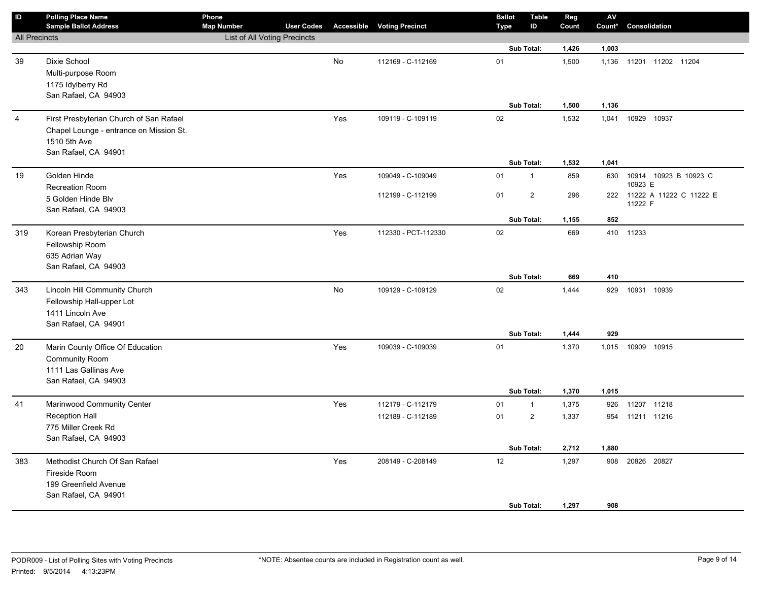| ID | Polling Place Name<br>Sample Ballot Address | Phone<br>Map Number | User Codes | Accessible | Voting Precinct | Ballot Type | Table ID | Reg Count | AV Count* | Consolidation |
|---|---|---|---|---|---|---|---|---|---|---|
| All Precincts | | List of All Voting Precincts | | | | | | | | |
| | | | | | | | Sub Total: | 1,426 | 1,003 | |
| 39 | Dixie School<br>Multi-purpose Room<br>1175 Idylberry Rd<br>San Rafael, CA 94903 | | | No | 112169 - C-112169 | 01 | | 1,500 | 1,136 | 11201 11202 11204 |
| | | | | | | | Sub Total: | 1,500 | 1,136 | |
| 4 | First Presbyterian Church of San Rafael<br>Chapel Lounge - entrance on Mission St.<br>1510 5th Ave<br>San Rafael, CA 94901 | | | Yes | 109119 - C-109119 | 02 | | 1,532 | 1,041 | 10929 10937 |
| | | | | | | | Sub Total: | 1,532 | 1,041 | |
| 19 | Golden Hinde<br>Recreation Room<br>5 Golden Hinde Blv<br>San Rafael, CA 94903 | | | Yes | 109049 - C-109049 | 01 | 1 | 859 | 630 | 10914 10923 B 10923 C 10923 E |
| | | | | | 112199 - C-112199 | 01 | 2 | 296 | 222 | 11222 A 11222 C 11222 E 11222 F |
| | | | | | | | Sub Total: | 1,155 | 852 | |
| 319 | Korean Presbyterian Church<br>Fellowship Room<br>635 Adrian Way<br>San Rafael, CA 94903 | | | Yes | 112330 - PCT-112330 | 02 | | 669 | 410 | 11233 |
| | | | | | | | Sub Total: | 669 | 410 | |
| 343 | Lincoln Hill Community Church<br>Fellowship Hall-upper Lot<br>1411 Lincoln Ave<br>San Rafael, CA 94901 | | | No | 109129 - C-109129 | 02 | | 1,444 | 929 | 10931 10939 |
| | | | | | | | Sub Total: | 1,444 | 929 | |
| 20 | Marin County Office Of Education<br>Community Room<br>1111 Las Gallinas Ave<br>San Rafael, CA 94903 | | | Yes | 109039 - C-109039 | 01 | | 1,370 | 1,015 | 10909 10915 |
| | | | | | | | Sub Total: | 1,370 | 1,015 | |
| 41 | Marinwood Community Center<br>Reception Hall<br>775 Miller Creek Rd<br>San Rafael, CA 94903 | | | Yes | 112179 - C-112179 | 01 | 1 | 1,375 | 926 | 11207 11218 |
| | | | | | 112189 - C-112189 | 01 | 2 | 1,337 | 954 | 11211 11216 |
| | | | | | | | Sub Total: | 2,712 | 1,880 | |
| 383 | Methodist Church Of San Rafael<br>Fireside Room<br>199 Greenfield Avenue<br>San Rafael, CA 94901 | | | Yes | 208149 - C-208149 | 12 | | 1,297 | 908 | 20826 20827 |
| | | | | | | | Sub Total: | 1,297 | 908 | |

PODR009 - List of Polling Sites with Voting Precincts

Printed: 9/5/2014 4:13:23PM

*NOTE: Absentee counts are included in Registration count as well.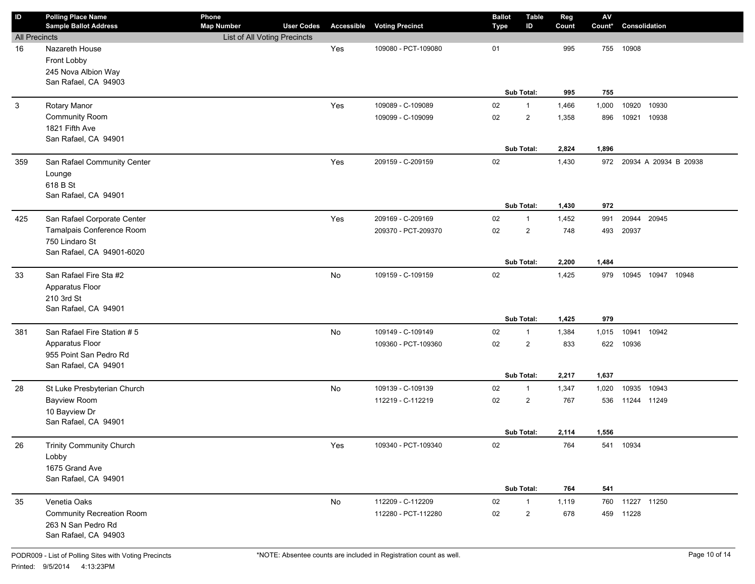| ID | Polling Place Name<br>Sample Ballot Address | Phone<br>Map Number | User Codes | Accessible | Voting Precinct | Ballot Type | Table ID | Reg Count | AV Count* | Consolidation |
|---|---|---|---|---|---|---|---|---|---|---|
| All Precincts | | List of All Voting Precincts | | | | | | | | |
| 16 | Nazareth House<br>Front Lobby<br>245 Nova Albion Way<br>San Rafael, CA 94903 | | | Yes | 109080 - PCT-109080 | 01 | | 995 | 755 | 10908 |
| | | | | | | | **Sub Total:** | **995** | **755** | |
| 3 | Rotary Manor<br>Community Room<br>1821 Fifth Ave<br>San Rafael, CA 94901 | | | Yes | 109089 - C-109089 | 02 | 1 | 1,466 | 1,000 | 10920 10930 |
| | | | | | 109099 - C-109099 | 02 | 2 | 1,358 | 896 | 10921 10938 |
| | | | | | | | **Sub Total:** | **2,824** | **1,896** | |
| 359 | San Rafael Community Center<br>Lounge<br>618 B St<br>San Rafael, CA 94901 | | | Yes | 209159 - C-209159 | 02 | | 1,430 | 972 | 20934 A 20934 B 20938 |
| | | | | | | | **Sub Total:** | **1,430** | **972** | |
| 425 | San Rafael Corporate Center<br>Tamalpais Conference Room<br>750 Lindaro St<br>San Rafael, CA 94901-6020 | | | Yes | 209169 - C-209169 | 02 | 1 | 1,452 | 991 | 20944 20945 |
| | | | | | 209370 - PCT-209370 | 02 | 2 | 748 | 493 | 20937 |
| | | | | | | | **Sub Total:** | **2,200** | **1,484** | |
| 33 | San Rafael Fire Sta #2<br>Apparatus Floor<br>210 3rd St<br>San Rafael, CA 94901 | | | No | 109159 - C-109159 | 02 | | 1,425 | 979 | 10945 10947 10948 |
| | | | | | | | **Sub Total:** | **1,425** | **979** | |
| 381 | San Rafael Fire Station # 5<br>Apparatus Floor<br>955 Point San Pedro Rd<br>San Rafael, CA 94901 | | | No | 109149 - C-109149 | 02 | 1 | 1,384 | 1,015 | 10941 10942 |
| | | | | | 109360 - PCT-109360 | 02 | 2 | 833 | 622 | 10936 |
| | | | | | | | **Sub Total:** | **2,217** | **1,637** | |
| 28 | St Luke Presbyterian Church<br>Bayview Room<br>10 Bayview Dr<br>San Rafael, CA 94901 | | | No | 109139 - C-109139 | 02 | 1 | 1,347 | 1,020 | 10935 10943 |
| | | | | | 112219 - C-112219 | 02 | 2 | 767 | 536 | 11244 11249 |
| | | | | | | | **Sub Total:** | **2,114** | **1,556** | |
| 26 | Trinity Community Church<br>Lobby<br>1675 Grand Ave<br>San Rafael, CA 94901 | | | Yes | 109340 - PCT-109340 | 02 | | 764 | 541 | 10934 |
| | | | | | | | **Sub Total:** | **764** | **541** | |
| 35 | Venetia Oaks<br>Community Recreation Room<br>263 N San Pedro Rd<br>San Rafael, CA 94903 | | | No | 112209 - C-112209 | 02 | 1 | 1,119 | 760 | 11227 11250 |
| | | | | | 112280 - PCT-112280 | 02 | 2 | 678 | 459 | 11228 |

PODR009 - List of Polling Sites with Voting Precincts

Printed: 9/5/2014 4:13:23PM

*NOTE: Absentee counts are included in Registration count as well.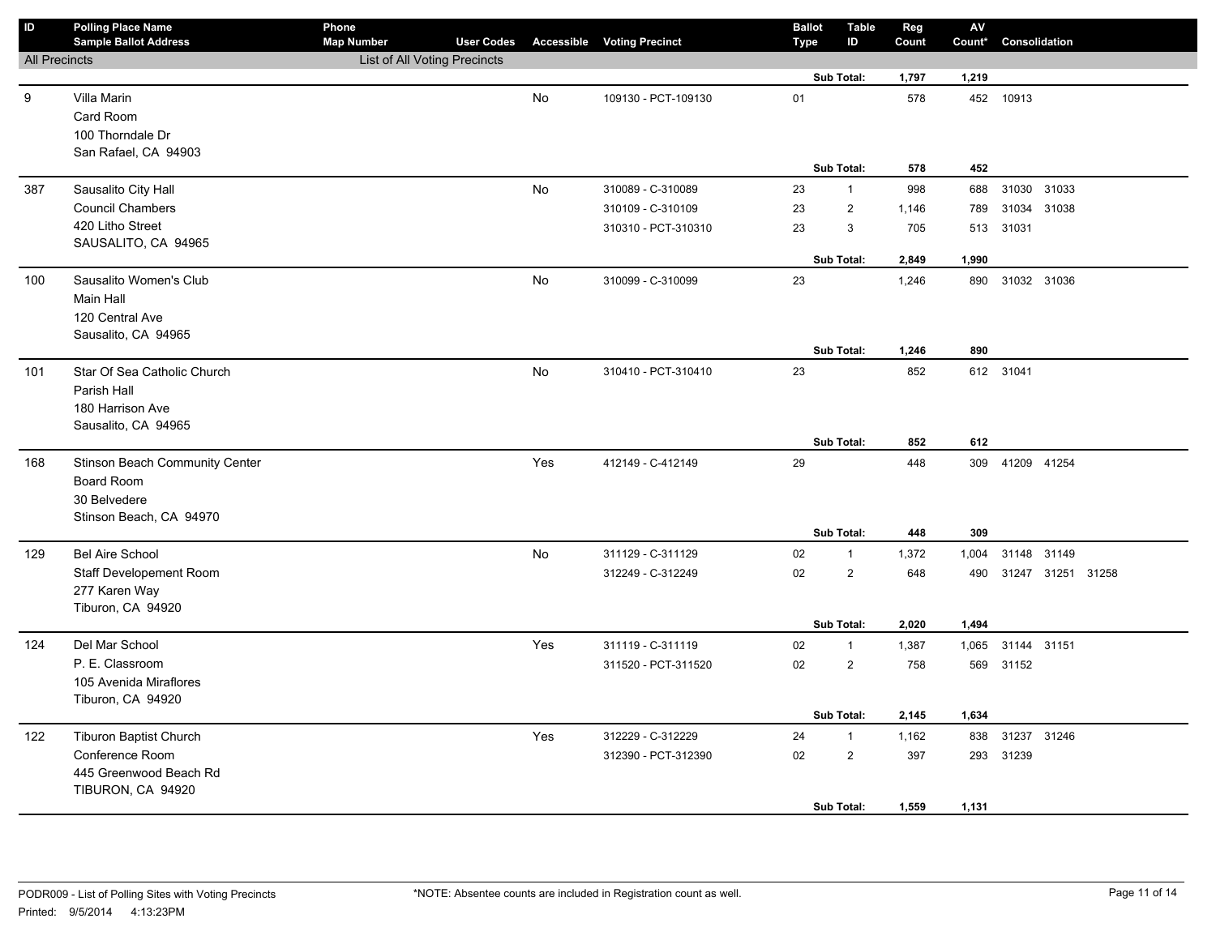| ID | Polling Place Name<br>Sample Ballot Address | Phone<br>Map Number | User Codes | Accessible | Voting Precinct | Ballot Type | Table ID | Reg Count | AV Count* | Consolidation |
|---|---|---|---|---|---|---|---|---|---|---|
| All Precincts | | List of All Voting Precincts | | | | | | | | |
| | | | | | | | Sub Total: | 1,797 | 1,219 | |
| 9 | Villa Marin<br>Card Room<br>100 Thorndale Dr<br>San Rafael, CA 94903 | | | No | 109130 - PCT-109130 | 01 | | 578 | 452 | 10913 |
| | | | | | | | Sub Total: | 578 | 452 | |
| 387 | Sausalito City Hall<br>Council Chambers<br>420 Litho Street<br>SAUSALITO, CA 94965 | | | No | 310089 - C-310089 | 23 | 1 | 998 | 688 | 31030 31033 |
| | | | | | 310109 - C-310109 | 23 | 2 | 1,146 | 789 | 31034 31038 |
| | | | | | 310310 - PCT-310310 | 23 | 3 | 705 | 513 | 31031 |
| | | | | | | | Sub Total: | 2,849 | 1,990 | |
| 100 | Sausalito Women's Club<br>Main Hall<br>120 Central Ave<br>Sausalito, CA 94965 | | | No | 310099 - C-310099 | 23 | | 1,246 | 890 | 31032 31036 |
| | | | | | | | Sub Total: | 1,246 | 890 | |
| 101 | Star Of Sea Catholic Church<br>Parish Hall<br>180 Harrison Ave<br>Sausalito, CA 94965 | | | No | 310410 - PCT-310410 | 23 | | 852 | 612 | 31041 |
| | | | | | | | Sub Total: | 852 | 612 | |
| 168 | Stinson Beach Community Center<br>Board Room<br>30 Belvedere<br>Stinson Beach, CA 94970 | | | Yes | 412149 - C-412149 | 29 | | 448 | 309 | 41209 41254 |
| | | | | | | | Sub Total: | 448 | 309 | |
| 129 | Bel Aire School<br>Staff Developement Room<br>277 Karen Way<br>Tiburon, CA 94920 | | | No | 311129 - C-311129 | 02 | 1 | 1,372 | 1,004 | 31148 31149 |
| | | | | | 312249 - C-312249 | 02 | 2 | 648 | 490 | 31247 31251 31258 |
| | | | | | | | Sub Total: | 2,020 | 1,494 | |
| 124 | Del Mar School<br>P. E. Classroom<br>105 Avenida Miraflores<br>Tiburon, CA 94920 | | | Yes | 311119 - C-311119 | 02 | 1 | 1,387 | 1,065 | 31144 31151 |
| | | | | | 311520 - PCT-311520 | 02 | 2 | 758 | 569 | 31152 |
| | | | | | | | Sub Total: | 2,145 | 1,634 | |
| 122 | Tiburon Baptist Church<br>Conference Room<br>445 Greenwood Beach Rd<br>TIBURON, CA 94920 | | | Yes | 312229 - C-312229 | 24 | 1 | 1,162 | 838 | 31237 31246 |
| | | | | | 312390 - PCT-312390 | 02 | 2 | 397 | 293 | 31239 |
| | | | | | | | Sub Total: | 1,559 | 1,131 | |

PODR009 - List of Polling Sites with Voting Precincts
Printed: 9/5/2014 4:13:23PM

*NOTE: Absentee counts are included in Registration count as well.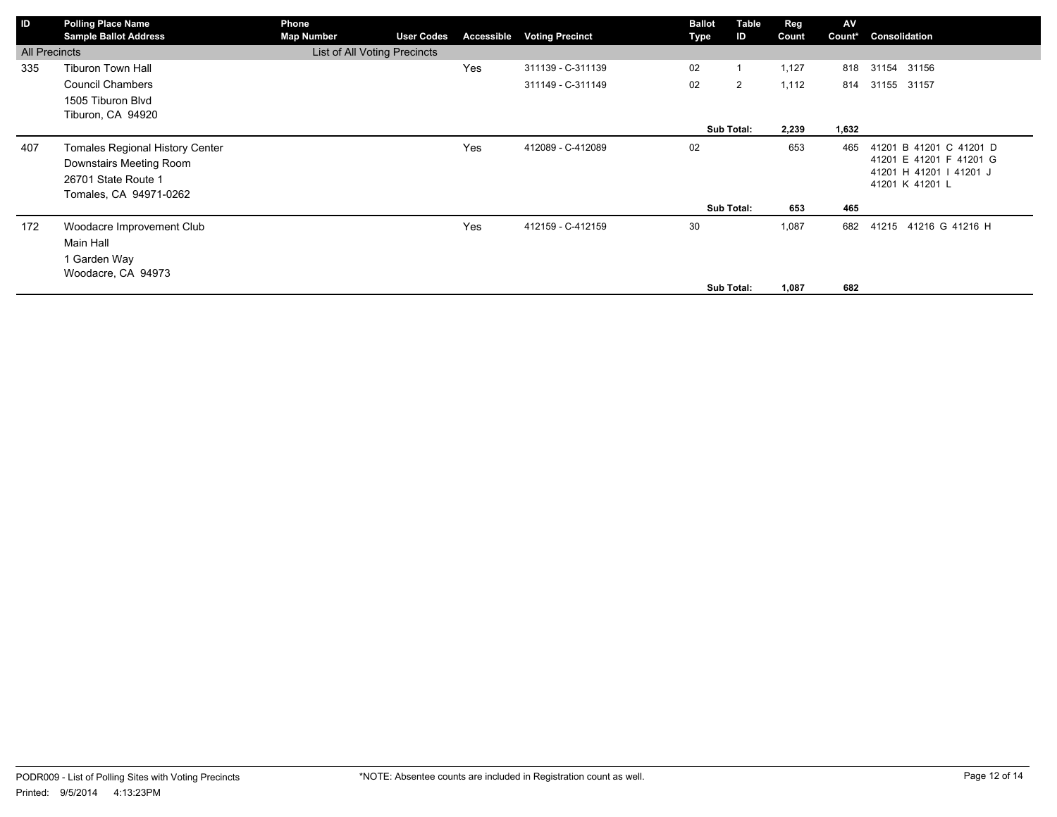| ID | Polling Place Name<br>Sample Ballot Address | Phone<br>Map Number | User Codes | Accessible | Voting Precinct | Ballot Type | Table ID | Reg Count | AV Count* | Consolidation |
|---|---|---|---|---|---|---|---|---|---|---|
| All Precincts | | List of All Voting Precincts | | | | | | | | |
| 335 | Tiburon Town Hall<br>Council Chambers<br>1505 Tiburon Blvd<br>Tiburon, CA 94920 | | | Yes | 311139 - C-311139 | 02 | 1 | 1,127 | 818 | 31154 31156 |
| | | | | | 311149 - C-311149 | 02 | 2 | 1,112 | 814 | 31155 31157 |
| | | | | | | | **Sub Total:** | **2,239** | **1,632** | |
| 407 | Tomales Regional History Center<br>Downstairs Meeting Room<br>26701 State Route 1<br>Tomales, CA 94971-0262 | | | Yes | 412089 - C-412089 | 02 | | 653 | 465 | 41201 B 41201 C 41201 D 41201 E 41201 F 41201 G 41201 H 41201 I 41201 J 41201 K 41201 L |
| | | | | | | | **Sub Total:** | **653** | **465** | |
| 172 | Woodacre Improvement Club<br>Main Hall<br>1 Garden Way<br>Woodacre, CA 94973 | | | Yes | 412159 - C-412159 | 30 | | 1,087 | 682 | 41215 41216 G 41216 H |
| | | | | | | | **Sub Total:** | **1,087** | **682** | |

PODR009 - List of Polling Sites with Voting Precincts
Printed: 9/5/2014 4:13:23PM

*NOTE: Absentee counts are included in Registration count as well.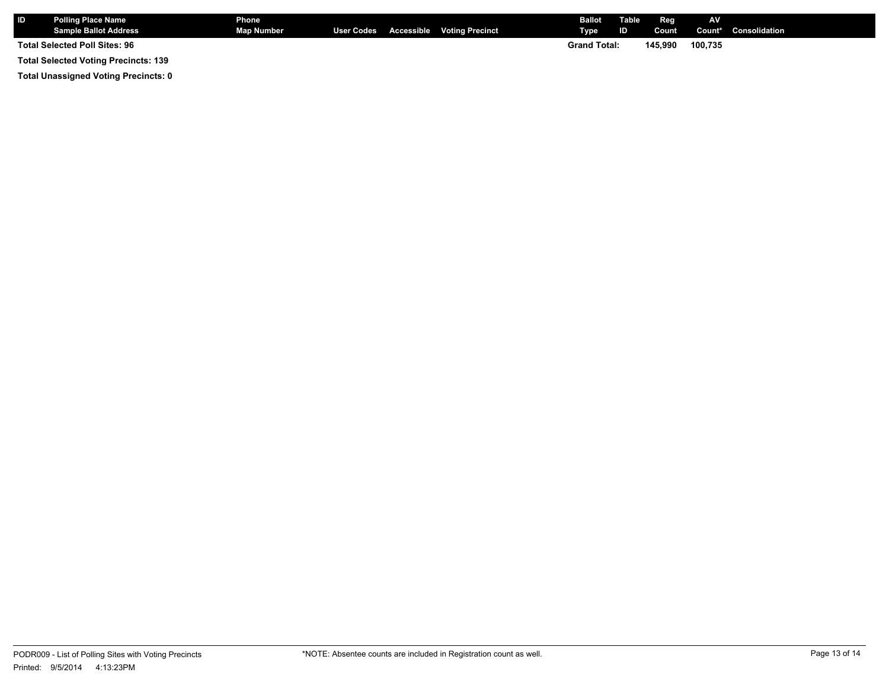| ID | Polling Place Name<br>Sample Ballot Address | Phone<br>Map Number | User Codes | Accessible | Voting Precinct | Ballot Type | Table ID | Reg Count | AV Count* | Consolidation |
|---|---|---|---|---|---|---|---|---|---|---|
| **Total Selected Poll Sites: 96** | | | | | | **Grand Total:** | | **145,990** | **100,735** | |

**Total Selected Voting Precincts: 139**

**Total Unassigned Voting Precincts: 0**

PODR009 - List of Polling Sites with Voting Precincts

Printed: 9/5/2014 4:13:23PM

*NOTE: Absentee counts are included in Registration count as well.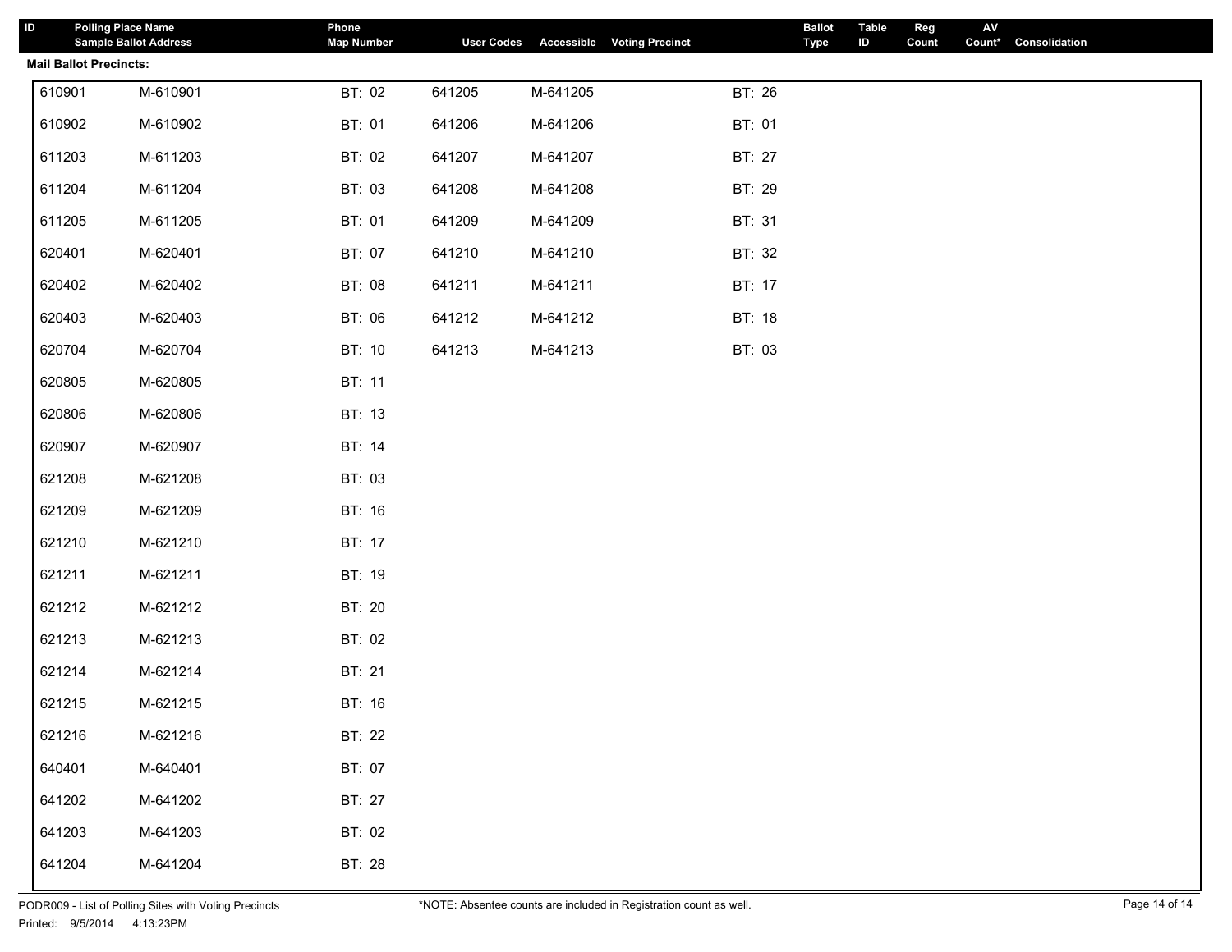| ID | Polling Place Name / Sample Ballot Address | Phone / Map Number | User Codes | Accessible | Voting Precinct | Ballot Type | Table ID | Reg Count | AV Count* | Consolidation |
|---|---|---|---|---|---|---|---|---|---|---|

**Mail Ballot Precincts:**

| | | | | | |
|---|---|---|---|---|---|
| 610901 | M-610901 | BT: 02 | 641205 | M-641205 | BT: 26 |
| 610902 | M-610902 | BT: 01 | 641206 | M-641206 | BT: 01 |
| 611203 | M-611203 | BT: 02 | 641207 | M-641207 | BT: 27 |
| 611204 | M-611204 | BT: 03 | 641208 | M-641208 | BT: 29 |
| 611205 | M-611205 | BT: 01 | 641209 | M-641209 | BT: 31 |
| 620401 | M-620401 | BT: 07 | 641210 | M-641210 | BT: 32 |
| 620402 | M-620402 | BT: 08 | 641211 | M-641211 | BT: 17 |
| 620403 | M-620403 | BT: 06 | 641212 | M-641212 | BT: 18 |
| 620704 | M-620704 | BT: 10 | 641213 | M-641213 | BT: 03 |
| 620805 | M-620805 | BT: 11 | | | |
| 620806 | M-620806 | BT: 13 | | | |
| 620907 | M-620907 | BT: 14 | | | |
| 621208 | M-621208 | BT: 03 | | | |
| 621209 | M-621209 | BT: 16 | | | |
| 621210 | M-621210 | BT: 17 | | | |
| 621211 | M-621211 | BT: 19 | | | |
| 621212 | M-621212 | BT: 20 | | | |
| 621213 | M-621213 | BT: 02 | | | |
| 621214 | M-621214 | BT: 21 | | | |
| 621215 | M-621215 | BT: 16 | | | |
| 621216 | M-621216 | BT: 22 | | | |
| 640401 | M-640401 | BT: 07 | | | |
| 641202 | M-641202 | BT: 27 | | | |
| 641203 | M-641203 | BT: 02 | | | |
| 641204 | M-641204 | BT: 28 | | | |

PODR009 - List of Polling Sites with Voting Precincts

Printed: 9/5/2014 4:13:23PM

*NOTE: Absentee counts are included in Registration count as well.